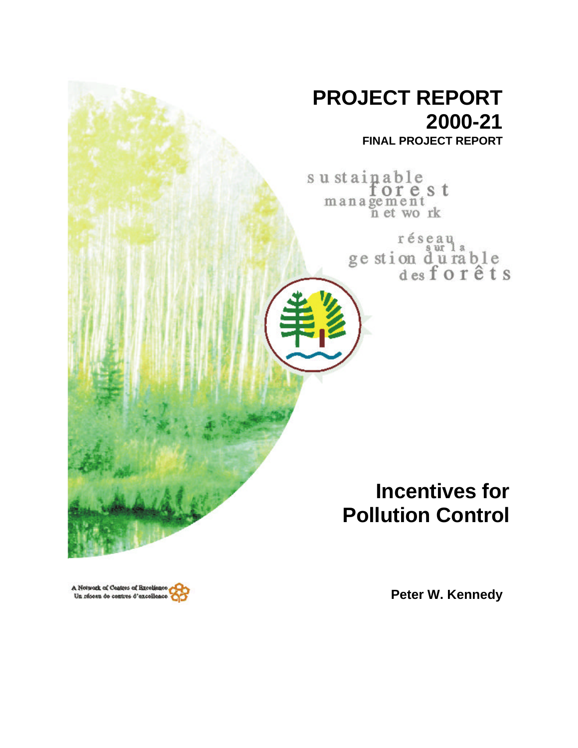# PROJECT REPORT 2000-21

**FINAL PROJECT REPORT**

sustainable forest management network

réseau sur la gestion durable des forêts

# Incentives for Pollution Control

**Peter W. Kennedy**

A Network of Centres of Excellence
Un réseau de centres d'excellence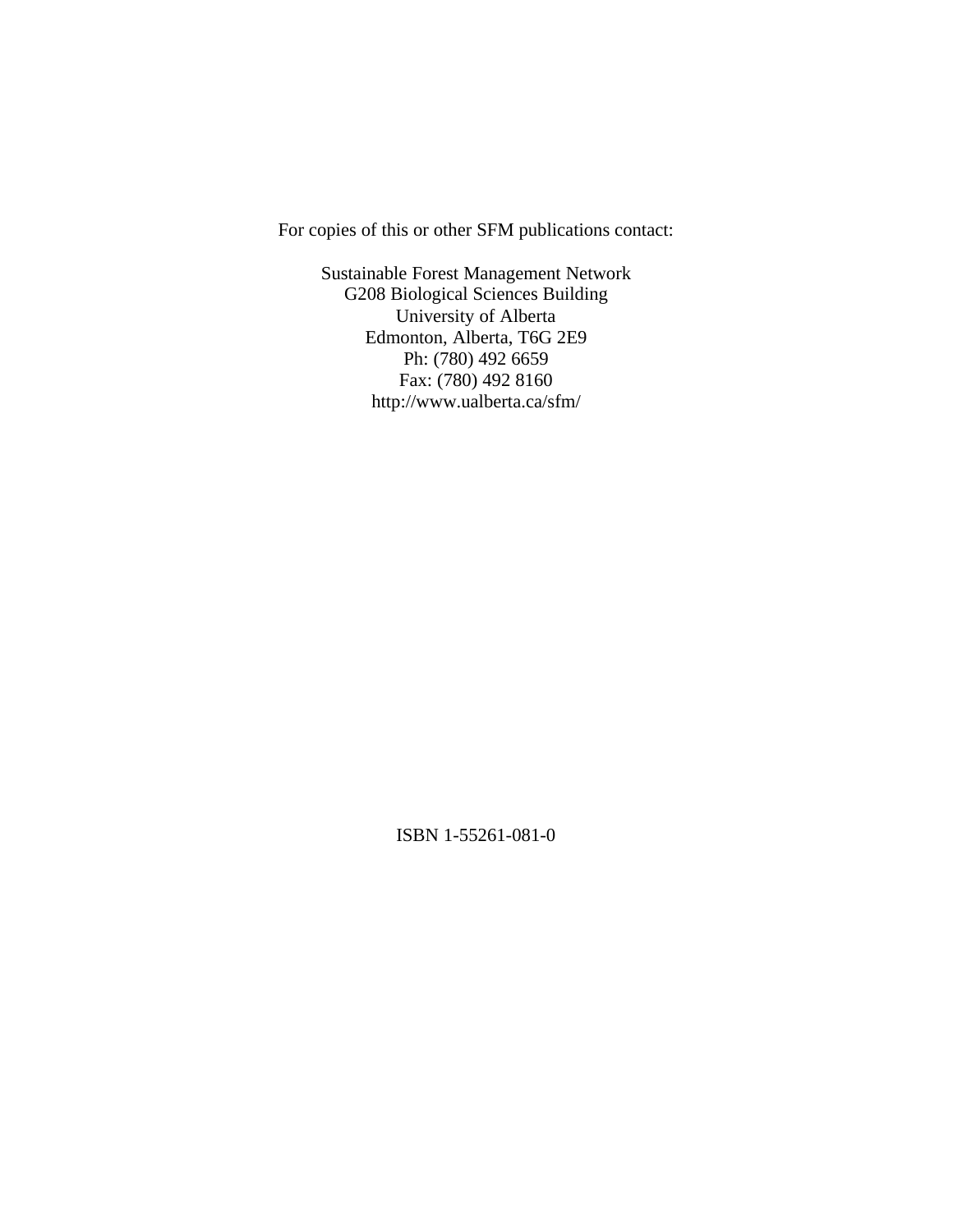For copies of this or other SFM publications contact:

Sustainable Forest Management Network
G208 Biological Sciences Building
University of Alberta
Edmonton, Alberta, T6G 2E9
Ph: (780) 492 6659
Fax: (780) 492 8160
http://www.ualberta.ca/sfm/

ISBN 1-55261-081-0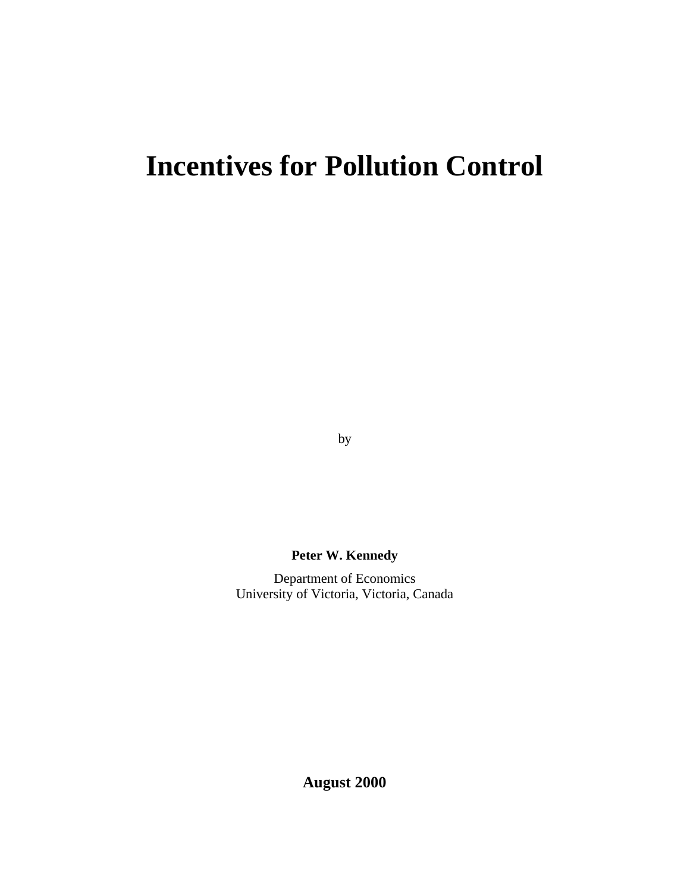# Incentives for Pollution Control

by

**Peter W. Kennedy**

Department of Economics
University of Victoria, Victoria, Canada

**August 2000**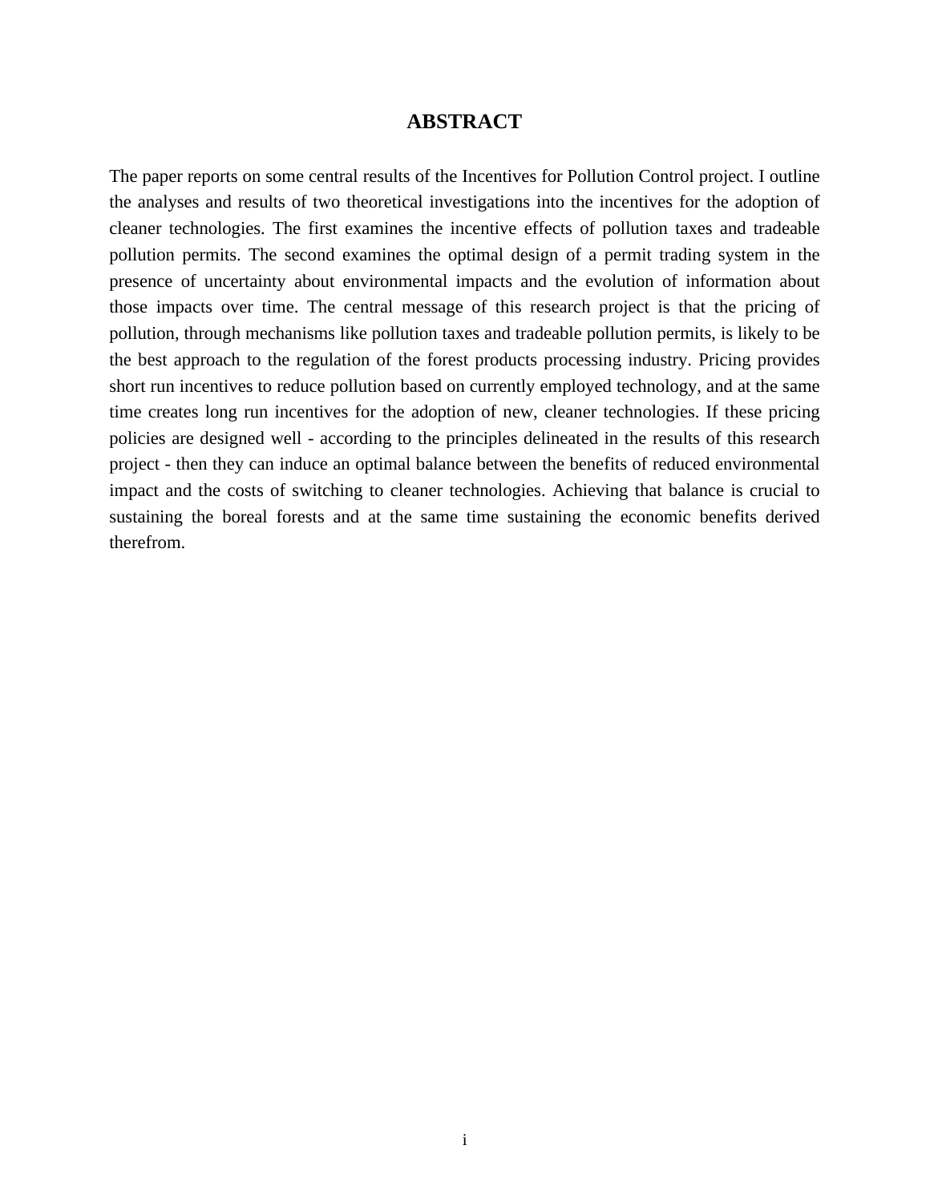# ABSTRACT

The paper reports on some central results of the Incentives for Pollution Control project. I outline the analyses and results of two theoretical investigations into the incentives for the adoption of cleaner technologies. The first examines the incentive effects of pollution taxes and tradeable pollution permits. The second examines the optimal design of a permit trading system in the presence of uncertainty about environmental impacts and the evolution of information about those impacts over time. The central message of this research project is that the pricing of pollution, through mechanisms like pollution taxes and tradeable pollution permits, is likely to be the best approach to the regulation of the forest products processing industry. Pricing provides short run incentives to reduce pollution based on currently employed technology, and at the same time creates long run incentives for the adoption of new, cleaner technologies. If these pricing policies are designed well - according to the principles delineated in the results of this research project - then they can induce an optimal balance between the benefits of reduced environmental impact and the costs of switching to cleaner technologies. Achieving that balance is crucial to sustaining the boreal forests and at the same time sustaining the economic benefits derived therefrom.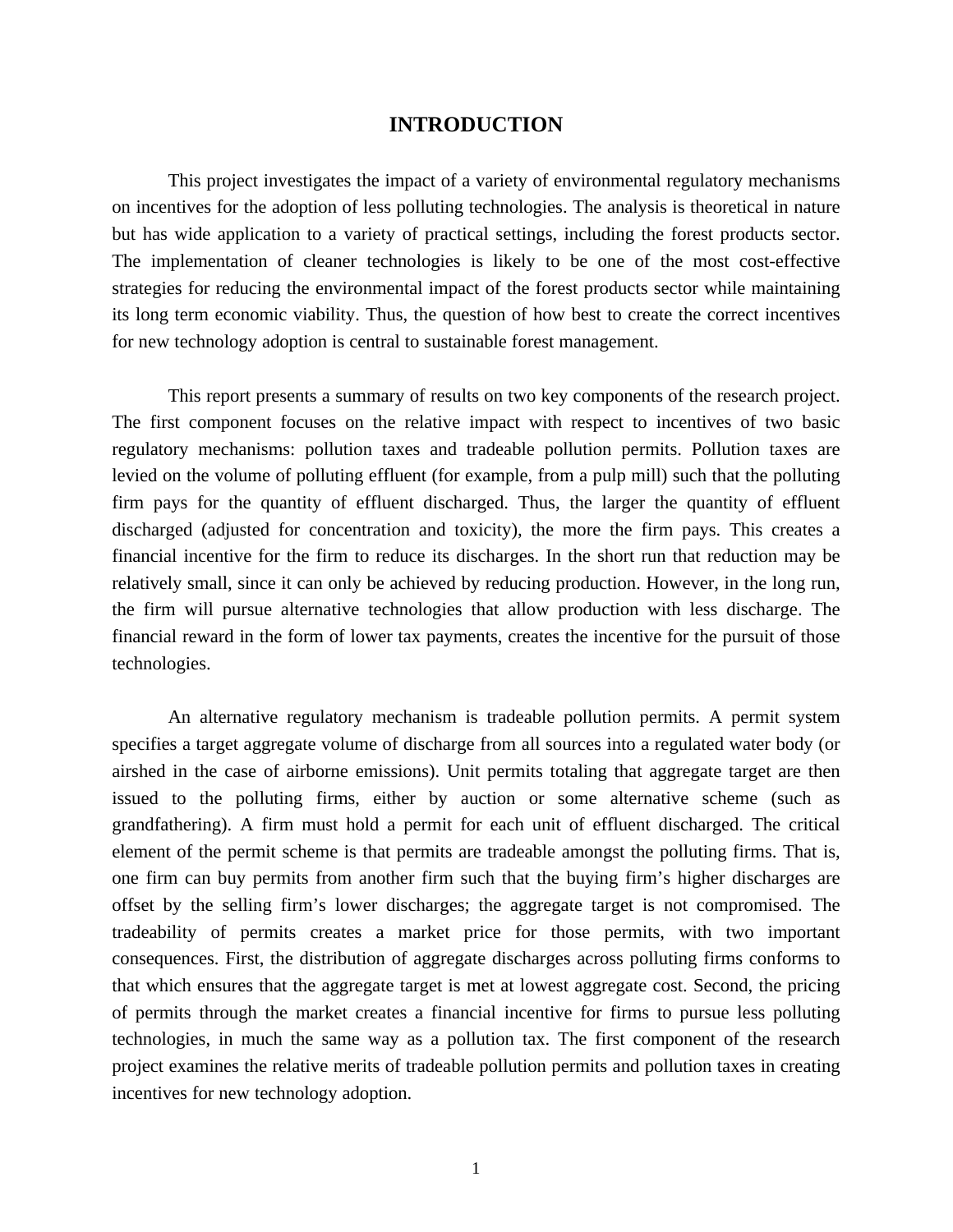# INTRODUCTION

This project investigates the impact of a variety of environmental regulatory mechanisms on incentives for the adoption of less polluting technologies. The analysis is theoretical in nature but has wide application to a variety of practical settings, including the forest products sector. The implementation of cleaner technologies is likely to be one of the most cost-effective strategies for reducing the environmental impact of the forest products sector while maintaining its long term economic viability. Thus, the question of how best to create the correct incentives for new technology adoption is central to sustainable forest management.

This report presents a summary of results on two key components of the research project. The first component focuses on the relative impact with respect to incentives of two basic regulatory mechanisms: pollution taxes and tradeable pollution permits. Pollution taxes are levied on the volume of polluting effluent (for example, from a pulp mill) such that the polluting firm pays for the quantity of effluent discharged. Thus, the larger the quantity of effluent discharged (adjusted for concentration and toxicity), the more the firm pays. This creates a financial incentive for the firm to reduce its discharges. In the short run that reduction may be relatively small, since it can only be achieved by reducing production. However, in the long run, the firm will pursue alternative technologies that allow production with less discharge. The financial reward in the form of lower tax payments, creates the incentive for the pursuit of those technologies.

An alternative regulatory mechanism is tradeable pollution permits. A permit system specifies a target aggregate volume of discharge from all sources into a regulated water body (or airshed in the case of airborne emissions). Unit permits totaling that aggregate target are then issued to the polluting firms, either by auction or some alternative scheme (such as grandfathering). A firm must hold a permit for each unit of effluent discharged. The critical element of the permit scheme is that permits are tradeable amongst the polluting firms. That is, one firm can buy permits from another firm such that the buying firm's higher discharges are offset by the selling firm's lower discharges; the aggregate target is not compromised. The tradeability of permits creates a market price for those permits, with two important consequences. First, the distribution of aggregate discharges across polluting firms conforms to that which ensures that the aggregate target is met at lowest aggregate cost. Second, the pricing of permits through the market creates a financial incentive for firms to pursue less polluting technologies, in much the same way as a pollution tax. The first component of the research project examines the relative merits of tradeable pollution permits and pollution taxes in creating incentives for new technology adoption.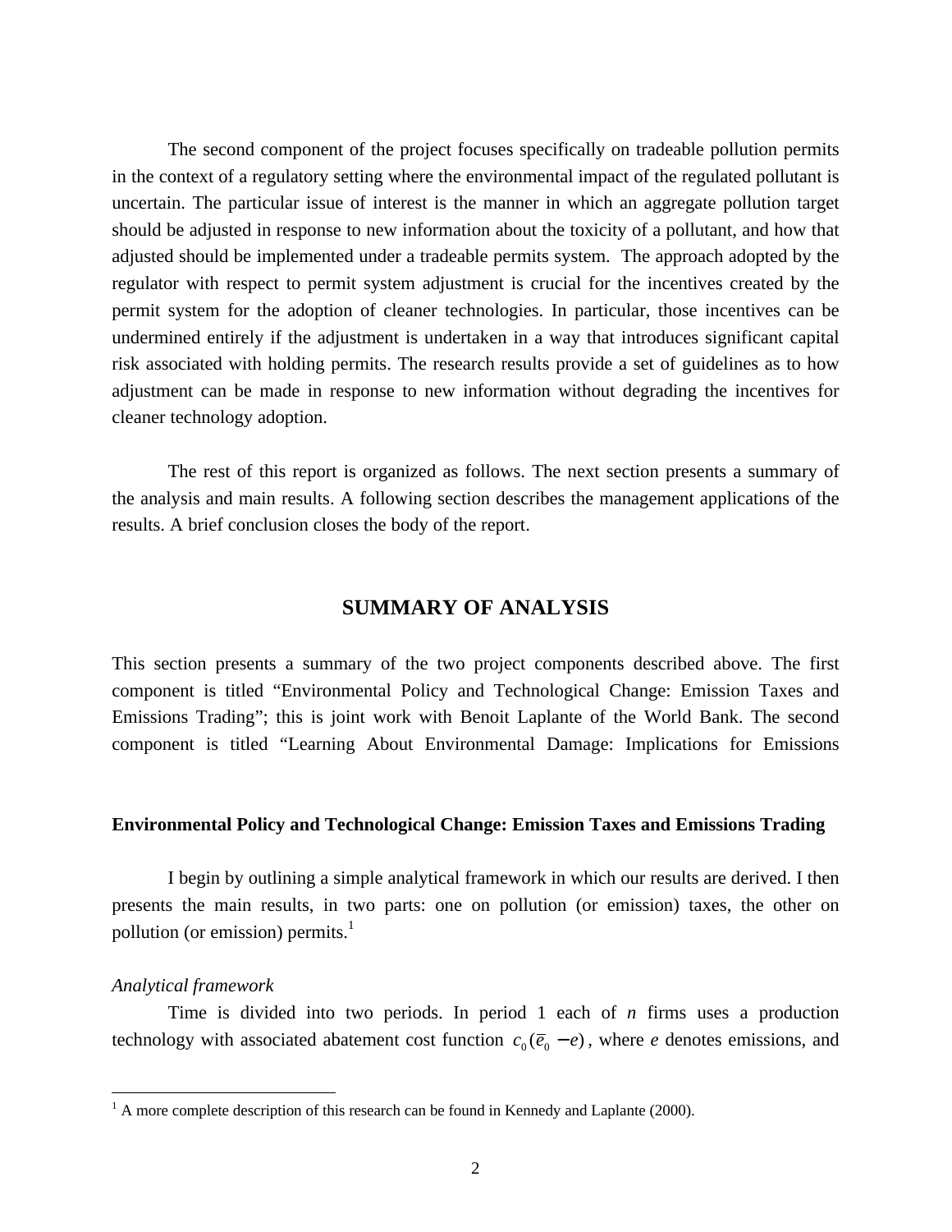The second component of the project focuses specifically on tradeable pollution permits in the context of a regulatory setting where the environmental impact of the regulated pollutant is uncertain. The particular issue of interest is the manner in which an aggregate pollution target should be adjusted in response to new information about the toxicity of a pollutant, and how that adjusted should be implemented under a tradeable permits system. The approach adopted by the regulator with respect to permit system adjustment is crucial for the incentives created by the permit system for the adoption of cleaner technologies. In particular, those incentives can be undermined entirely if the adjustment is undertaken in a way that introduces significant capital risk associated with holding permits. The research results provide a set of guidelines as to how adjustment can be made in response to new information without degrading the incentives for cleaner technology adoption.

The rest of this report is organized as follows. The next section presents a summary of the analysis and main results. A following section describes the management applications of the results. A brief conclusion closes the body of the report.

## SUMMARY OF ANALYSIS

This section presents a summary of the two project components described above. The first component is titled "Environmental Policy and Technological Change: Emission Taxes and Emissions Trading"; this is joint work with Benoit Laplante of the World Bank. The second component is titled "Learning About Environmental Damage: Implications for Emissions

### Environmental Policy and Technological Change: Emission Taxes and Emissions Trading

I begin by outlining a simple analytical framework in which our results are derived. I then presents the main results, in two parts: one on pollution (or emission) taxes, the other on pollution (or emission) permits.[1]

*Analytical framework*

Time is divided into two periods. In period 1 each of *n* firms uses a production technology with associated abatement cost function $c_0(\bar{e}_0 - e)$, where *e* denotes emissions, and

[1] A more complete description of this research can be found in Kennedy and Laplante (2000).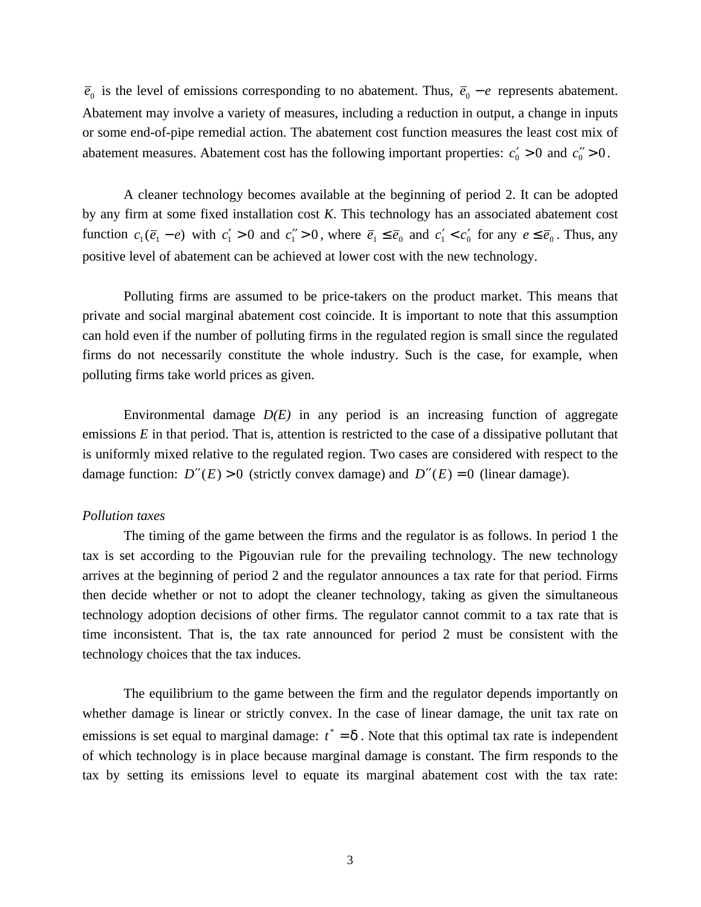$\bar{e}_0$ is the level of emissions corresponding to no abatement. Thus, $\bar{e}_0 - e$ represents abatement. Abatement may involve a variety of measures, including a reduction in output, a change in inputs or some end-of-pipe remedial action. The abatement cost function measures the least cost mix of abatement measures. Abatement cost has the following important properties: $c_0' > 0$ and $c_0'' > 0$.

A cleaner technology becomes available at the beginning of period 2. It can be adopted by any firm at some fixed installation cost *K*. This technology has an associated abatement cost function $c_1(\bar{e}_1 - e)$ with $c_1' > 0$ and $c_1'' > 0$, where $\bar{e}_1 \le \bar{e}_0$ and $c_1' < c_0'$ for any $e \le \bar{e}_0$. Thus, any positive level of abatement can be achieved at lower cost with the new technology.

Polluting firms are assumed to be price-takers on the product market. This means that private and social marginal abatement cost coincide. It is important to note that this assumption can hold even if the number of polluting firms in the regulated region is small since the regulated firms do not necessarily constitute the whole industry. Such is the case, for example, when polluting firms take world prices as given.

Environmental damage *D(E)* in any period is an increasing function of aggregate emissions *E* in that period. That is, attention is restricted to the case of a dissipative pollutant that is uniformly mixed relative to the regulated region. Two cases are considered with respect to the damage function: $D''(E) > 0$ (strictly convex damage) and $D''(E) = 0$ (linear damage).

*Pollution taxes*

The timing of the game between the firms and the regulator is as follows. In period 1 the tax is set according to the Pigouvian rule for the prevailing technology. The new technology arrives at the beginning of period 2 and the regulator announces a tax rate for that period. Firms then decide whether or not to adopt the cleaner technology, taking as given the simultaneous technology adoption decisions of other firms. The regulator cannot commit to a tax rate that is time inconsistent. That is, the tax rate announced for period 2 must be consistent with the technology choices that the tax induces.

The equilibrium to the game between the firm and the regulator depends importantly on whether damage is linear or strictly convex. In the case of linear damage, the unit tax rate on emissions is set equal to marginal damage: $t^* = \delta$. Note that this optimal tax rate is independent of which technology is in place because marginal damage is constant. The firm responds to the tax by setting its emissions level to equate its marginal abatement cost with the tax rate: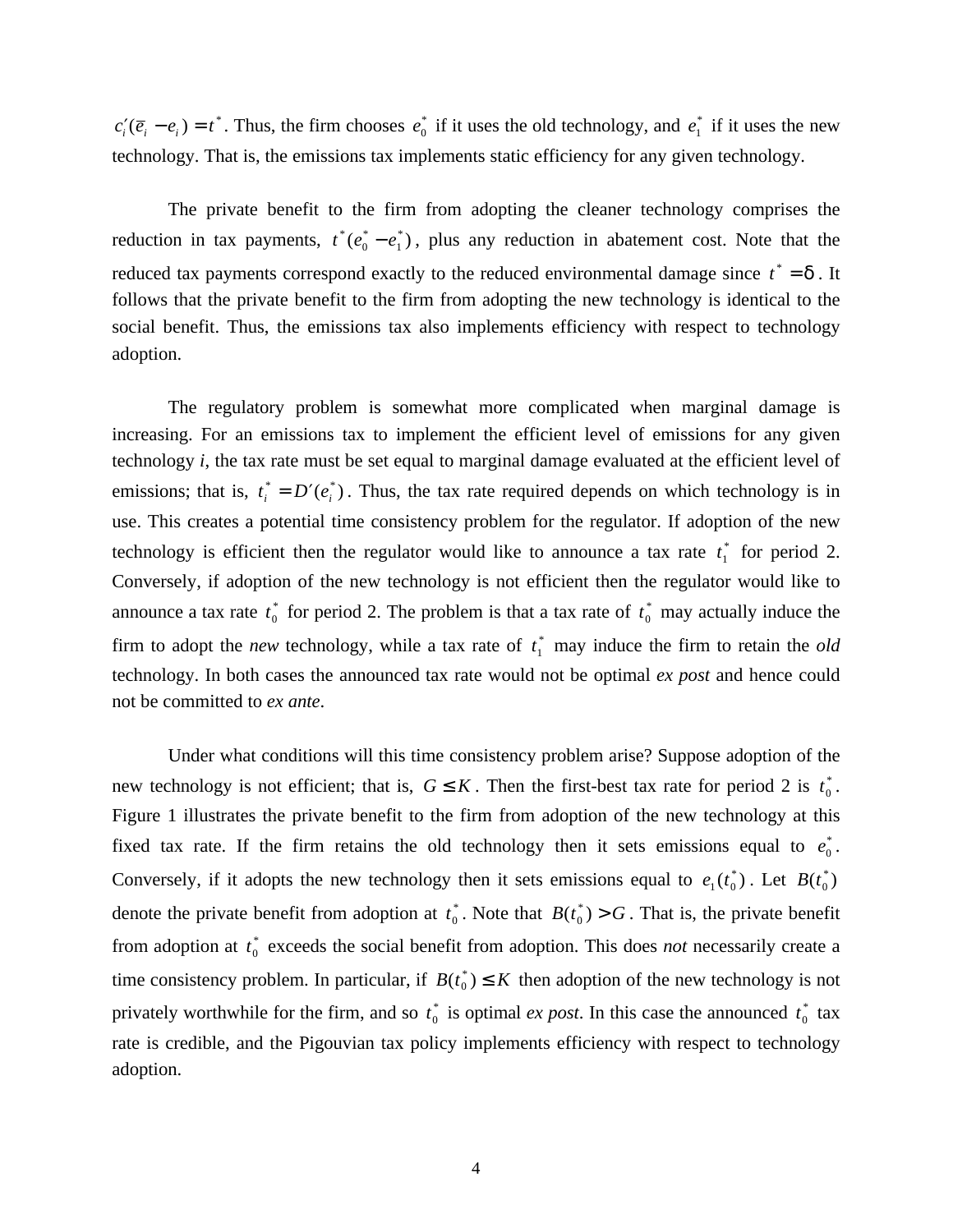$c_i'(\bar{e}_i - e_i) = t^*$. Thus, the firm chooses $e_0^*$ if it uses the old technology, and $e_1^*$ if it uses the new technology. That is, the emissions tax implements static efficiency for any given technology.

The private benefit to the firm from adopting the cleaner technology comprises the reduction in tax payments, $t^*(e_0^* - e_1^*)$, plus any reduction in abatement cost. Note that the reduced tax payments correspond exactly to the reduced environmental damage since $t^* = \delta$. It follows that the private benefit to the firm from adopting the new technology is identical to the social benefit. Thus, the emissions tax also implements efficiency with respect to technology adoption.

The regulatory problem is somewhat more complicated when marginal damage is increasing. For an emissions tax to implement the efficient level of emissions for any given technology *i*, the tax rate must be set equal to marginal damage evaluated at the efficient level of emissions; that is, $t_i^* = D'(e_i^*)$. Thus, the tax rate required depends on which technology is in use. This creates a potential time consistency problem for the regulator. If adoption of the new technology is efficient then the regulator would like to announce a tax rate $t_1^*$ for period 2. Conversely, if adoption of the new technology is not efficient then the regulator would like to announce a tax rate $t_0^*$ for period 2. The problem is that a tax rate of $t_0^*$ may actually induce the firm to adopt the *new* technology, while a tax rate of $t_1^*$ may induce the firm to retain the *old* technology. In both cases the announced tax rate would not be optimal *ex post* and hence could not be committed to *ex ante*.

Under what conditions will this time consistency problem arise? Suppose adoption of the new technology is not efficient; that is, $G \leq K$. Then the first-best tax rate for period 2 is $t_0^*$. Figure 1 illustrates the private benefit to the firm from adoption of the new technology at this fixed tax rate. If the firm retains the old technology then it sets emissions equal to $e_0^*$. Conversely, if it adopts the new technology then it sets emissions equal to $e_1(t_0^*)$. Let $B(t_0^*)$ denote the private benefit from adoption at $t_0^*$. Note that $B(t_0^*) > G$. That is, the private benefit from adoption at $t_0^*$ exceeds the social benefit from adoption. This does *not* necessarily create a time consistency problem. In particular, if $B(t_0^*) \leq K$ then adoption of the new technology is not privately worthwhile for the firm, and so $t_0^*$ is optimal *ex post*. In this case the announced $t_0^*$ tax rate is credible, and the Pigouvian tax policy implements efficiency with respect to technology adoption.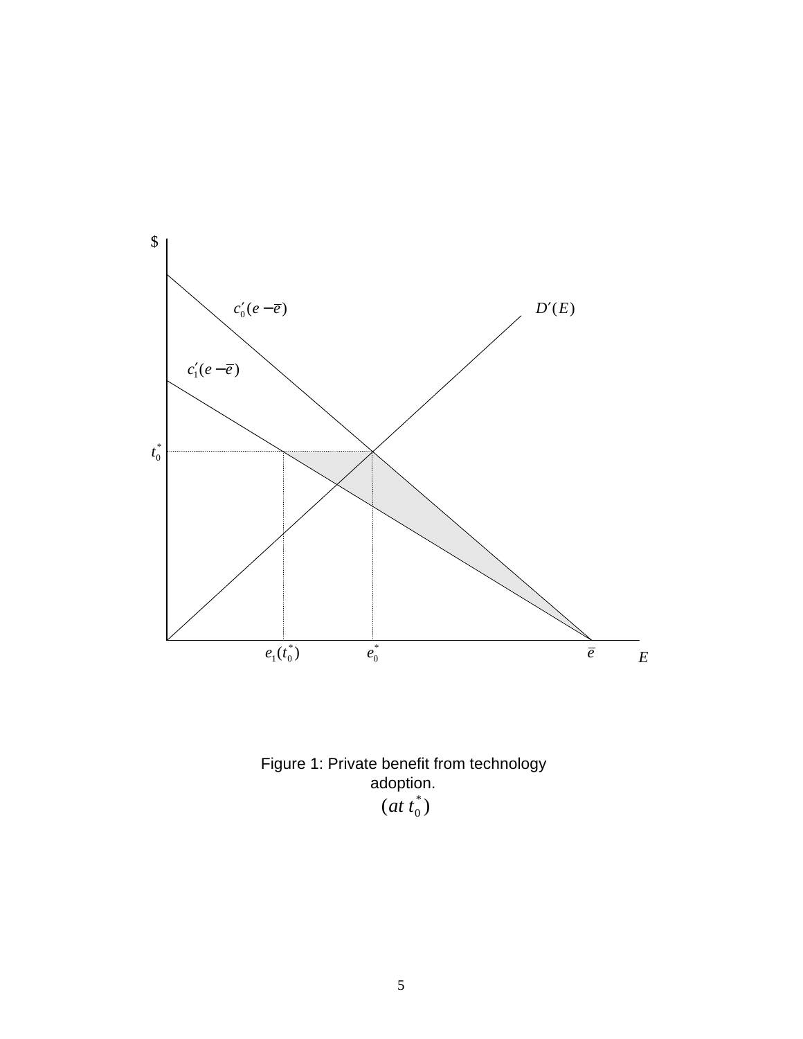Figure 1: Private benefit from technology adoption.
$(at\ t_0^*)$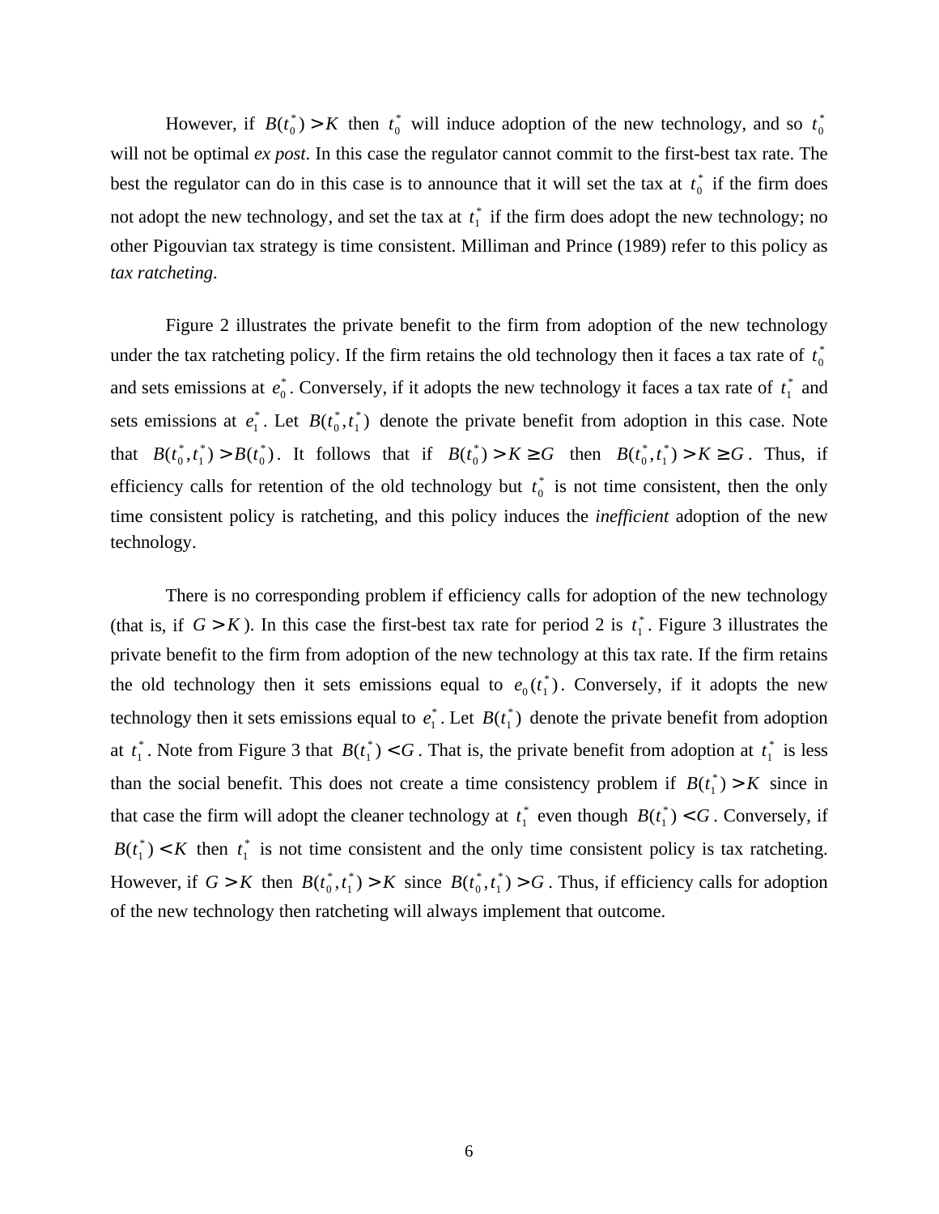However, if $B(t_0^*) > K$ then $t_0^*$ will induce adoption of the new technology, and so $t_0^*$ will not be optimal *ex post*. In this case the regulator cannot commit to the first-best tax rate. The best the regulator can do in this case is to announce that it will set the tax at $t_0^*$ if the firm does not adopt the new technology, and set the tax at $t_1^*$ if the firm does adopt the new technology; no other Pigouvian tax strategy is time consistent. Milliman and Prince (1989) refer to this policy as *tax ratcheting*.

Figure 2 illustrates the private benefit to the firm from adoption of the new technology under the tax ratcheting policy. If the firm retains the old technology then it faces a tax rate of $t_0^*$ and sets emissions at $e_0^*$. Conversely, if it adopts the new technology it faces a tax rate of $t_1^*$ and sets emissions at $e_1^*$. Let $B(t_0^*, t_1^*)$ denote the private benefit from adoption in this case. Note that $B(t_0^*, t_1^*) > B(t_0^*)$. It follows that if $B(t_0^*) > K \geq G$ then $B(t_0^*, t_1^*) > K \geq G$. Thus, if efficiency calls for retention of the old technology but $t_0^*$ is not time consistent, then the only time consistent policy is ratcheting, and this policy induces the *inefficient* adoption of the new technology.

There is no corresponding problem if efficiency calls for adoption of the new technology (that is, if $G > K$). In this case the first-best tax rate for period 2 is $t_1^*$. Figure 3 illustrates the private benefit to the firm from adoption of the new technology at this tax rate. If the firm retains the old technology then it sets emissions equal to $e_0(t_1^*)$. Conversely, if it adopts the new technology then it sets emissions equal to $e_1^*$. Let $B(t_1^*)$ denote the private benefit from adoption at $t_1^*$. Note from Figure 3 that $B(t_1^*) < G$. That is, the private benefit from adoption at $t_1^*$ is less than the social benefit. This does not create a time consistency problem if $B(t_1^*) > K$ since in that case the firm will adopt the cleaner technology at $t_1^*$ even though $B(t_1^*) < G$. Conversely, if $B(t_1^*) < K$ then $t_1^*$ is not time consistent and the only time consistent policy is tax ratcheting. However, if $G > K$ then $B(t_0^*, t_1^*) > K$ since $B(t_0^*, t_1^*) > G$. Thus, if efficiency calls for adoption of the new technology then ratcheting will always implement that outcome.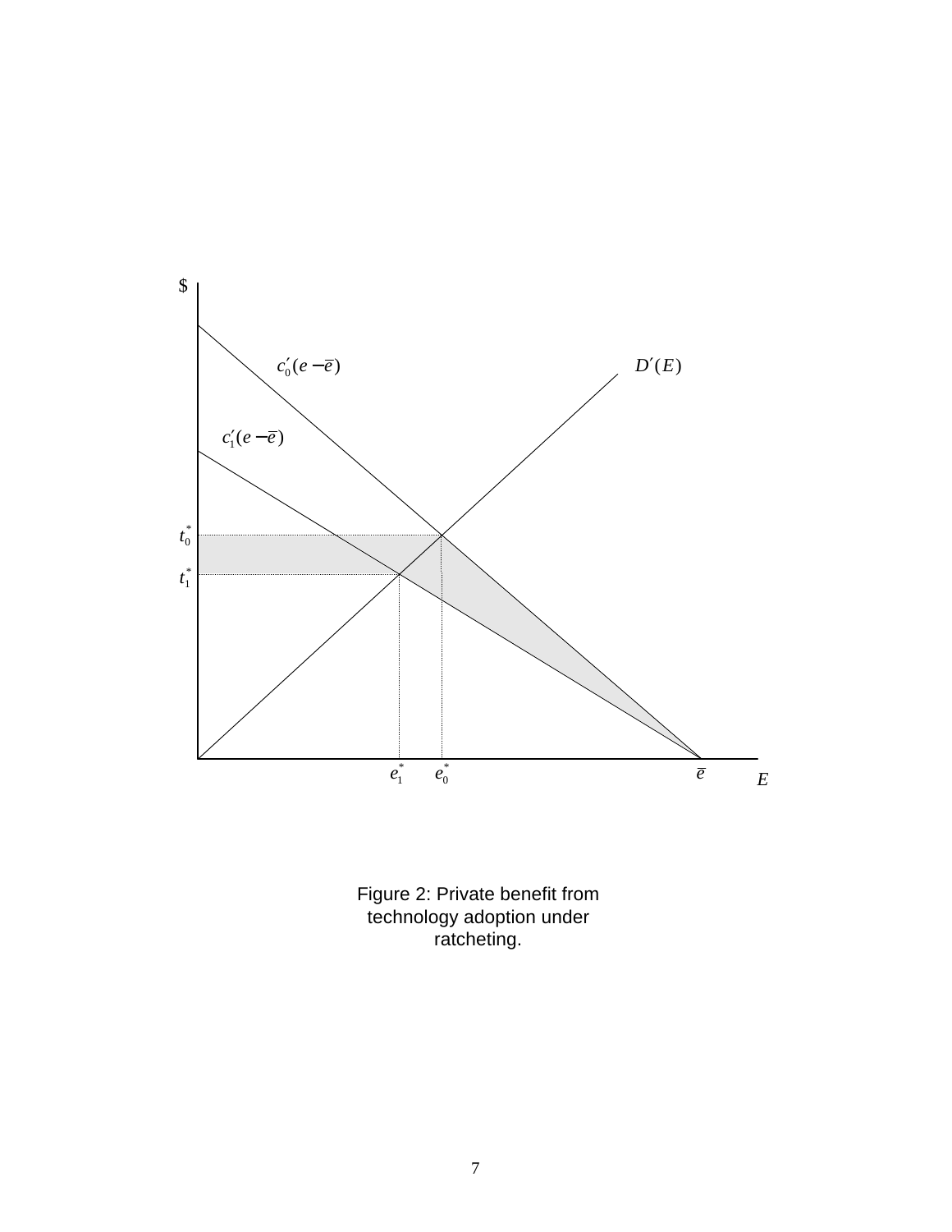Figure 2: Private benefit from technology adoption under ratcheting.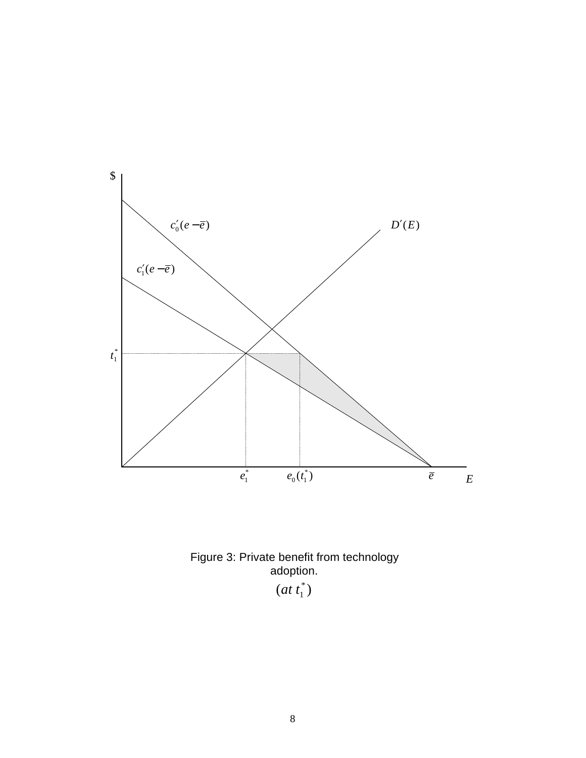$\$$

$c_0'(e - \bar{e})$

$D'(E)$

$c_1'(e - \bar{e})$

$t_1^*$

$e_1^*$ $e_0(t_1^*)$ $\bar{e}$ $E$

Figure 3: Private benefit from technology adoption.

$(at\ t_1^*)$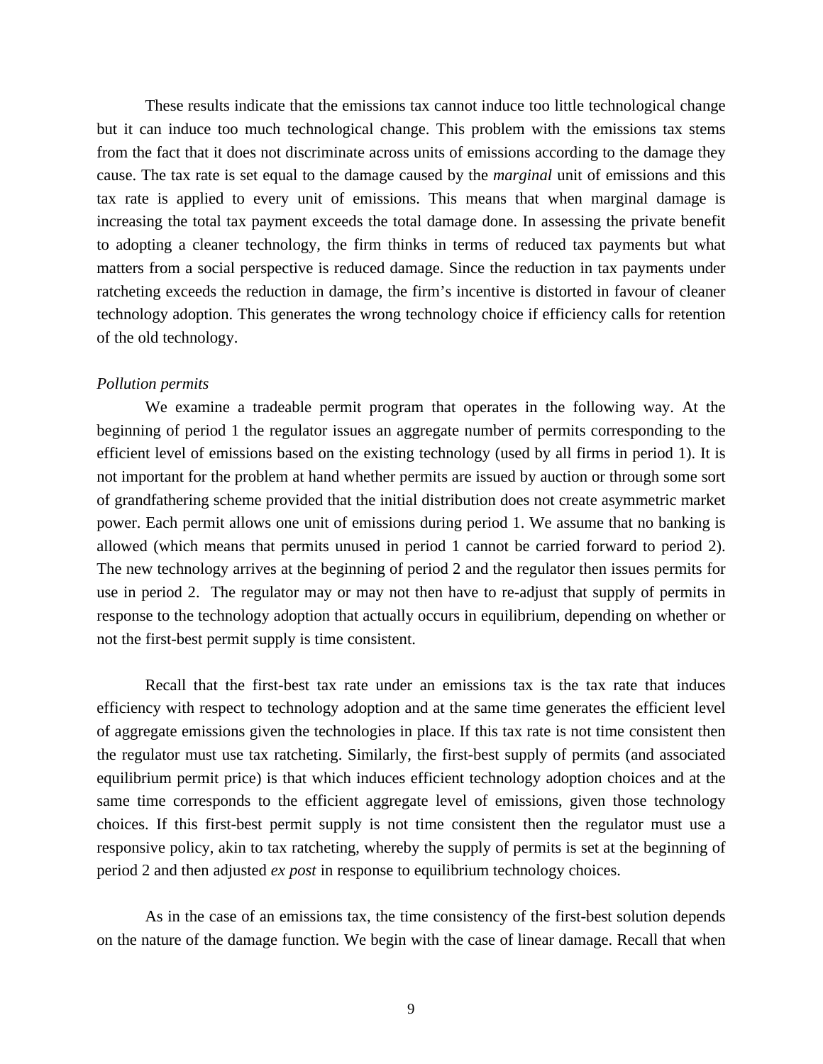These results indicate that the emissions tax cannot induce too little technological change but it can induce too much technological change. This problem with the emissions tax stems from the fact that it does not discriminate across units of emissions according to the damage they cause. The tax rate is set equal to the damage caused by the *marginal* unit of emissions and this tax rate is applied to every unit of emissions. This means that when marginal damage is increasing the total tax payment exceeds the total damage done. In assessing the private benefit to adopting a cleaner technology, the firm thinks in terms of reduced tax payments but what matters from a social perspective is reduced damage. Since the reduction in tax payments under ratcheting exceeds the reduction in damage, the firm's incentive is distorted in favour of cleaner technology adoption. This generates the wrong technology choice if efficiency calls for retention of the old technology.

*Pollution permits*

We examine a tradeable permit program that operates in the following way. At the beginning of period 1 the regulator issues an aggregate number of permits corresponding to the efficient level of emissions based on the existing technology (used by all firms in period 1). It is not important for the problem at hand whether permits are issued by auction or through some sort of grandfathering scheme provided that the initial distribution does not create asymmetric market power. Each permit allows one unit of emissions during period 1. We assume that no banking is allowed (which means that permits unused in period 1 cannot be carried forward to period 2). The new technology arrives at the beginning of period 2 and the regulator then issues permits for use in period 2. The regulator may or may not then have to re-adjust that supply of permits in response to the technology adoption that actually occurs in equilibrium, depending on whether or not the first-best permit supply is time consistent.

Recall that the first-best tax rate under an emissions tax is the tax rate that induces efficiency with respect to technology adoption and at the same time generates the efficient level of aggregate emissions given the technologies in place. If this tax rate is not time consistent then the regulator must use tax ratcheting. Similarly, the first-best supply of permits (and associated equilibrium permit price) is that which induces efficient technology adoption choices and at the same time corresponds to the efficient aggregate level of emissions, given those technology choices. If this first-best permit supply is not time consistent then the regulator must use a responsive policy, akin to tax ratcheting, whereby the supply of permits is set at the beginning of period 2 and then adjusted *ex post* in response to equilibrium technology choices.

As in the case of an emissions tax, the time consistency of the first-best solution depends on the nature of the damage function. We begin with the case of linear damage. Recall that when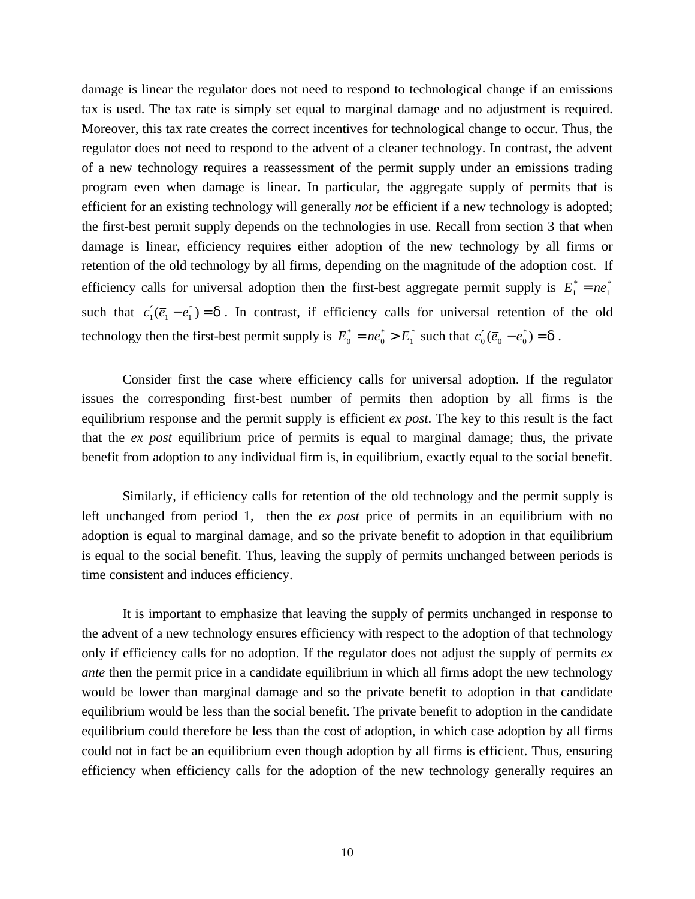damage is linear the regulator does not need to respond to technological change if an emissions tax is used. The tax rate is simply set equal to marginal damage and no adjustment is required. Moreover, this tax rate creates the correct incentives for technological change to occur. Thus, the regulator does not need to respond to the advent of a cleaner technology. In contrast, the advent of a new technology requires a reassessment of the permit supply under an emissions trading program even when damage is linear. In particular, the aggregate supply of permits that is efficient for an existing technology will generally *not* be efficient if a new technology is adopted; the first-best permit supply depends on the technologies in use. Recall from section 3 that when damage is linear, efficiency requires either adoption of the new technology by all firms or retention of the old technology by all firms, depending on the magnitude of the adoption cost. If efficiency calls for universal adoption then the first-best aggregate permit supply is $E_1^* = ne_1^*$ such that $c_1'(\bar{e}_1 - e_1^*) = \delta$. In contrast, if efficiency calls for universal retention of the old technology then the first-best permit supply is $E_0^* = ne_0^* > E_1^*$ such that $c_0'(\bar{e}_0 - e_0^*) = \delta$.

Consider first the case where efficiency calls for universal adoption. If the regulator issues the corresponding first-best number of permits then adoption by all firms is the equilibrium response and the permit supply is efficient *ex post*. The key to this result is the fact that the *ex post* equilibrium price of permits is equal to marginal damage; thus, the private benefit from adoption to any individual firm is, in equilibrium, exactly equal to the social benefit.

Similarly, if efficiency calls for retention of the old technology and the permit supply is left unchanged from period 1, then the *ex post* price of permits in an equilibrium with no adoption is equal to marginal damage, and so the private benefit to adoption in that equilibrium is equal to the social benefit. Thus, leaving the supply of permits unchanged between periods is time consistent and induces efficiency.

It is important to emphasize that leaving the supply of permits unchanged in response to the advent of a new technology ensures efficiency with respect to the adoption of that technology only if efficiency calls for no adoption. If the regulator does not adjust the supply of permits *ex ante* then the permit price in a candidate equilibrium in which all firms adopt the new technology would be lower than marginal damage and so the private benefit to adoption in that candidate equilibrium would be less than the social benefit. The private benefit to adoption in the candidate equilibrium could therefore be less than the cost of adoption, in which case adoption by all firms could not in fact be an equilibrium even though adoption by all firms is efficient. Thus, ensuring efficiency when efficiency calls for the adoption of the new technology generally requires an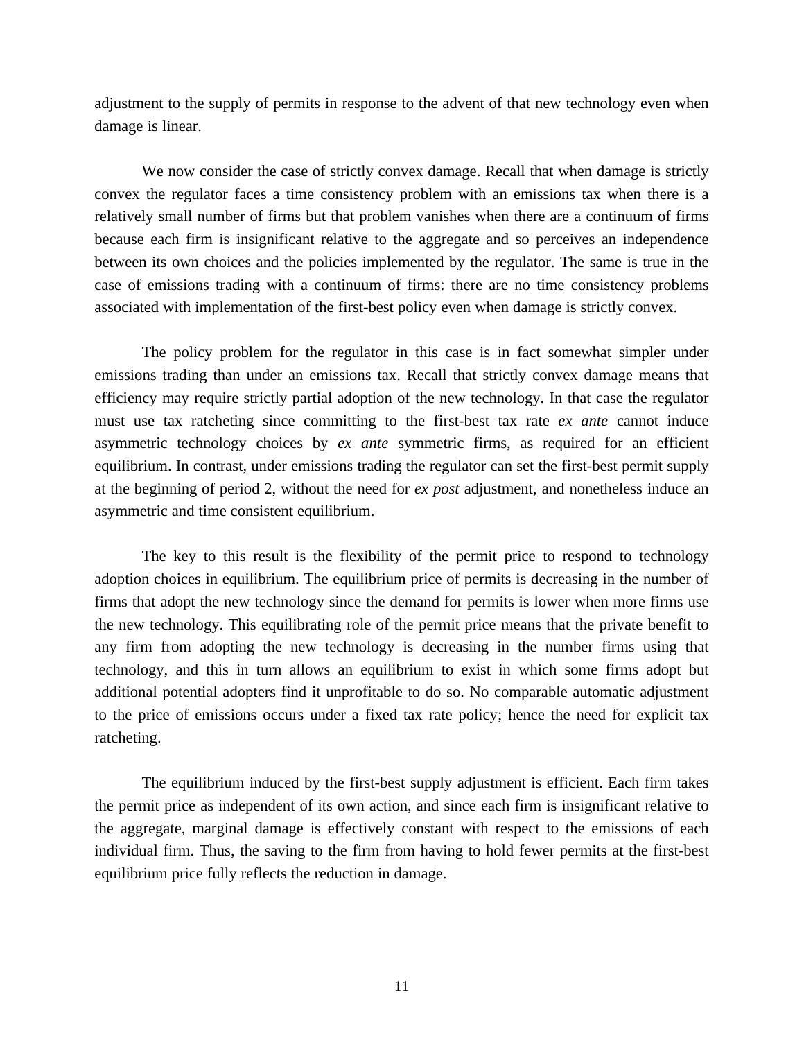adjustment to the supply of permits in response to the advent of that new technology even when damage is linear.

We now consider the case of strictly convex damage. Recall that when damage is strictly convex the regulator faces a time consistency problem with an emissions tax when there is a relatively small number of firms but that problem vanishes when there are a continuum of firms because each firm is insignificant relative to the aggregate and so perceives an independence between its own choices and the policies implemented by the regulator. The same is true in the case of emissions trading with a continuum of firms: there are no time consistency problems associated with implementation of the first-best policy even when damage is strictly convex.

The policy problem for the regulator in this case is in fact somewhat simpler under emissions trading than under an emissions tax. Recall that strictly convex damage means that efficiency may require strictly partial adoption of the new technology. In that case the regulator must use tax ratcheting since committing to the first-best tax rate *ex ante* cannot induce asymmetric technology choices by *ex ante* symmetric firms, as required for an efficient equilibrium. In contrast, under emissions trading the regulator can set the first-best permit supply at the beginning of period 2, without the need for *ex post* adjustment, and nonetheless induce an asymmetric and time consistent equilibrium.

The key to this result is the flexibility of the permit price to respond to technology adoption choices in equilibrium. The equilibrium price of permits is decreasing in the number of firms that adopt the new technology since the demand for permits is lower when more firms use the new technology. This equilibrating role of the permit price means that the private benefit to any firm from adopting the new technology is decreasing in the number firms using that technology, and this in turn allows an equilibrium to exist in which some firms adopt but additional potential adopters find it unprofitable to do so. No comparable automatic adjustment to the price of emissions occurs under a fixed tax rate policy; hence the need for explicit tax ratcheting.

The equilibrium induced by the first-best supply adjustment is efficient. Each firm takes the permit price as independent of its own action, and since each firm is insignificant relative to the aggregate, marginal damage is effectively constant with respect to the emissions of each individual firm. Thus, the saving to the firm from having to hold fewer permits at the first-best equilibrium price fully reflects the reduction in damage.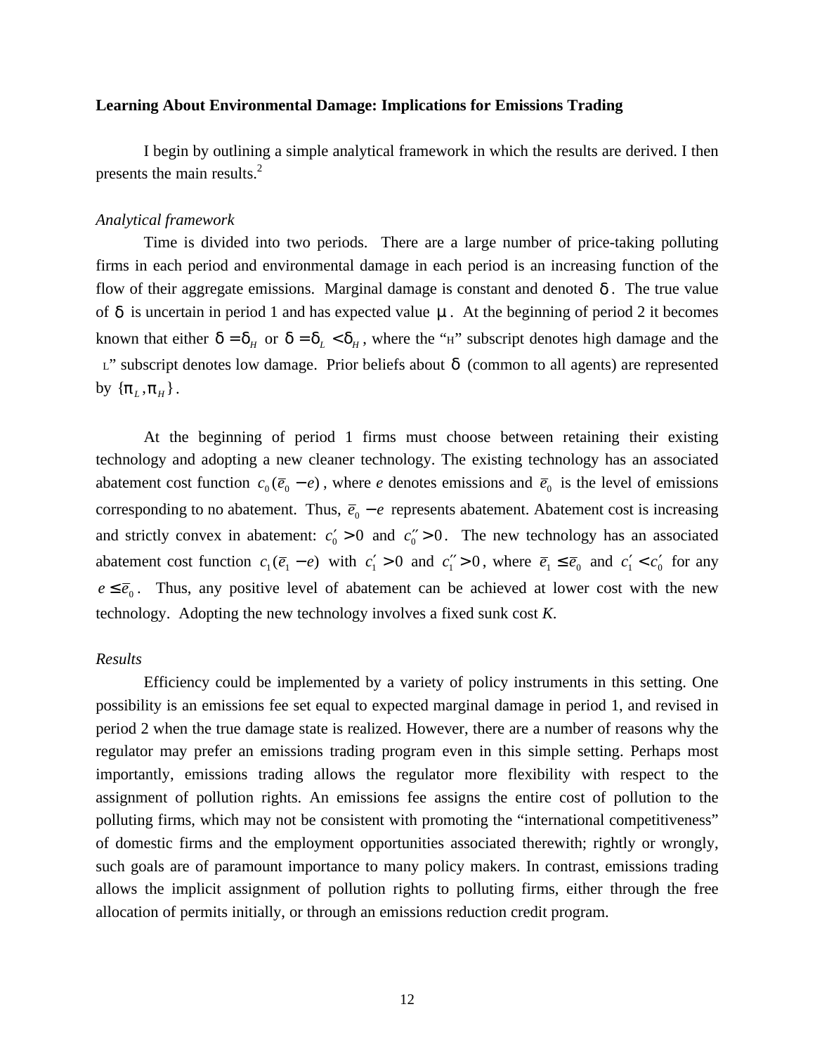**Learning About Environmental Damage: Implications for Emissions Trading**

I begin by outlining a simple analytical framework in which the results are derived. I then presents the main results.[2]

*Analytical framework*

Time is divided into two periods. There are a large number of price-taking polluting firms in each period and environmental damage in each period is an increasing function of the flow of their aggregate emissions. Marginal damage is constant and denoted $\delta$. The true value of $\delta$ is uncertain in period 1 and has expected value $\mu$. At the beginning of period 2 it becomes known that either $\delta = \delta_H$ or $\delta = \delta_L < \delta_H$, where the "H" subscript denotes high damage and the "L" subscript denotes low damage. Prior beliefs about $\delta$ (common to all agents) are represented by $\{\pi_L, \pi_H\}$.

At the beginning of period 1 firms must choose between retaining their existing technology and adopting a new cleaner technology. The existing technology has an associated abatement cost function $c_0(\bar{e}_0 - e)$, where *e* denotes emissions and $\bar{e}_0$ is the level of emissions corresponding to no abatement. Thus, $\bar{e}_0 - e$ represents abatement. Abatement cost is increasing and strictly convex in abatement: $c_0' > 0$ and $c_0'' > 0$. The new technology has an associated abatement cost function $c_1(\bar{e}_1 - e)$ with $c_1' > 0$ and $c_1'' > 0$, where $\bar{e}_1 \le \bar{e}_0$ and $c_1' < c_0'$ for any $e \le \bar{e}_0$. Thus, any positive level of abatement can be achieved at lower cost with the new technology. Adopting the new technology involves a fixed sunk cost *K*.

*Results*

Efficiency could be implemented by a variety of policy instruments in this setting. One possibility is an emissions fee set equal to expected marginal damage in period 1, and revised in period 2 when the true damage state is realized. However, there are a number of reasons why the regulator may prefer an emissions trading program even in this simple setting. Perhaps most importantly, emissions trading allows the regulator more flexibility with respect to the assignment of pollution rights. An emissions fee assigns the entire cost of pollution to the polluting firms, which may not be consistent with promoting the "international competitiveness" of domestic firms and the employment opportunities associated therewith; rightly or wrongly, such goals are of paramount importance to many policy makers. In contrast, emissions trading allows the implicit assignment of pollution rights to polluting firms, either through the free allocation of permits initially, or through an emissions reduction credit program.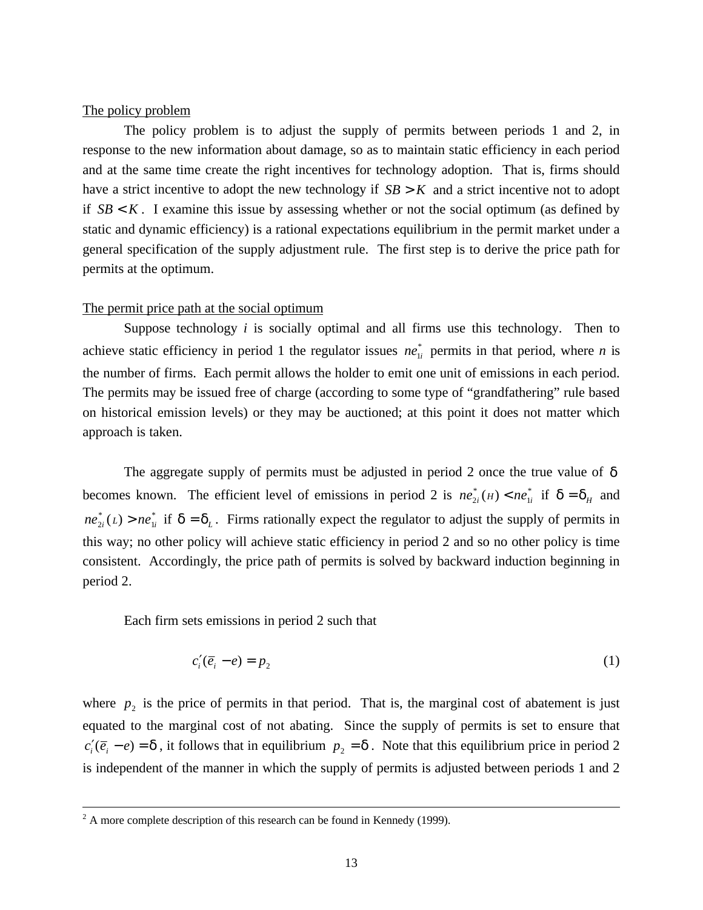The policy problem

The policy problem is to adjust the supply of permits between periods 1 and 2, in response to the new information about damage, so as to maintain static efficiency in each period and at the same time create the right incentives for technology adoption. That is, firms should have a strict incentive to adopt the new technology if $SB > K$ and a strict incentive not to adopt if $SB < K$. I examine this issue by assessing whether or not the social optimum (as defined by static and dynamic efficiency) is a rational expectations equilibrium in the permit market under a general specification of the supply adjustment rule. The first step is to derive the price path for permits at the optimum.

The permit price path at the social optimum

Suppose technology *i* is socially optimal and all firms use this technology. Then to achieve static efficiency in period 1 the regulator issues $ne_{1i}^*$ permits in that period, where *n* is the number of firms. Each permit allows the holder to emit one unit of emissions in each period. The permits may be issued free of charge (according to some type of "grandfathering" rule based on historical emission levels) or they may be auctioned; at this point it does not matter which approach is taken.

The aggregate supply of permits must be adjusted in period 2 once the true value of $\delta$ becomes known. The efficient level of emissions in period 2 is $ne_{2i}^*(H) < ne_{1i}^*$ if $\delta = \delta_H$ and $ne_{2i}^*(L) > ne_{1i}^*$ if $\delta = \delta_L$. Firms rationally expect the regulator to adjust the supply of permits in this way; no other policy will achieve static efficiency in period 2 and so no other policy is time consistent. Accordingly, the price path of permits is solved by backward induction beginning in period 2.

Each firm sets emissions in period 2 such that

$$c_i'(\bar{e}_i - e) = p_2 \tag{1}$$

where $p_2$ is the price of permits in that period. That is, the marginal cost of abatement is just equated to the marginal cost of not abating. Since the supply of permits is set to ensure that $c_i'(\bar{e}_i - e) = \delta$, it follows that in equilibrium $p_2 = \delta$. Note that this equilibrium price in period 2 is independent of the manner in which the supply of permits is adjusted between periods 1 and 2

---

[2] A more complete description of this research can be found in Kennedy (1999).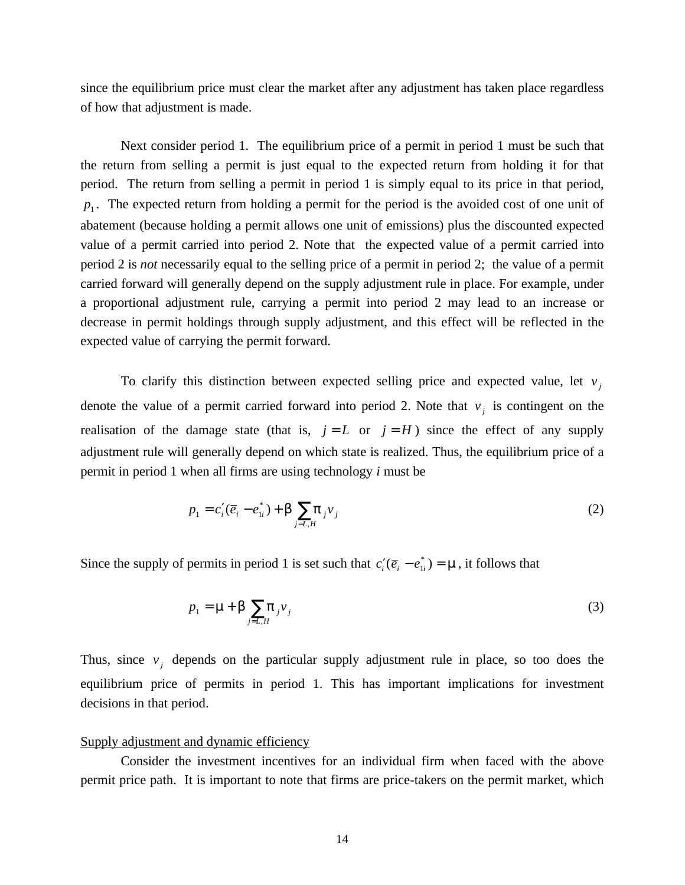since the equilibrium price must clear the market after any adjustment has taken place regardless of how that adjustment is made.

Next consider period 1. The equilibrium price of a permit in period 1 must be such that the return from selling a permit is just equal to the expected return from holding it for that period. The return from selling a permit in period 1 is simply equal to its price in that period, $p_1$. The expected return from holding a permit for the period is the avoided cost of one unit of abatement (because holding a permit allows one unit of emissions) plus the discounted expected value of a permit carried into period 2. Note that the expected value of a permit carried into period 2 is *not* necessarily equal to the selling price of a permit in period 2; the value of a permit carried forward will generally depend on the supply adjustment rule in place. For example, under a proportional adjustment rule, carrying a permit into period 2 may lead to an increase or decrease in permit holdings through supply adjustment, and this effect will be reflected in the expected value of carrying the permit forward.

To clarify this distinction between expected selling price and expected value, let $v_j$ denote the value of a permit carried forward into period 2. Note that $v_j$ is contingent on the realisation of the damage state (that is, $j = L$ or $j = H$) since the effect of any supply adjustment rule will generally depend on which state is realized. Thus, the equilibrium price of a permit in period 1 when all firms are using technology *i* must be

$$p_1 = c_i'(\bar{e}_i - e_{1i}^*) + \beta \sum_{j=L,H} \pi_j v_j \tag{2}$$

Since the supply of permits in period 1 is set such that $c_i'(\bar{e}_i - e_{1i}^*) = \mu$, it follows that

$$p_1 = \mu + \beta \sum_{j=L,H} \pi_j v_j \tag{3}$$

Thus, since $v_j$ depends on the particular supply adjustment rule in place, so too does the equilibrium price of permits in period 1. This has important implications for investment decisions in that period.

<u>Supply adjustment and dynamic efficiency</u>

Consider the investment incentives for an individual firm when faced with the above permit price path. It is important to note that firms are price-takers on the permit market, which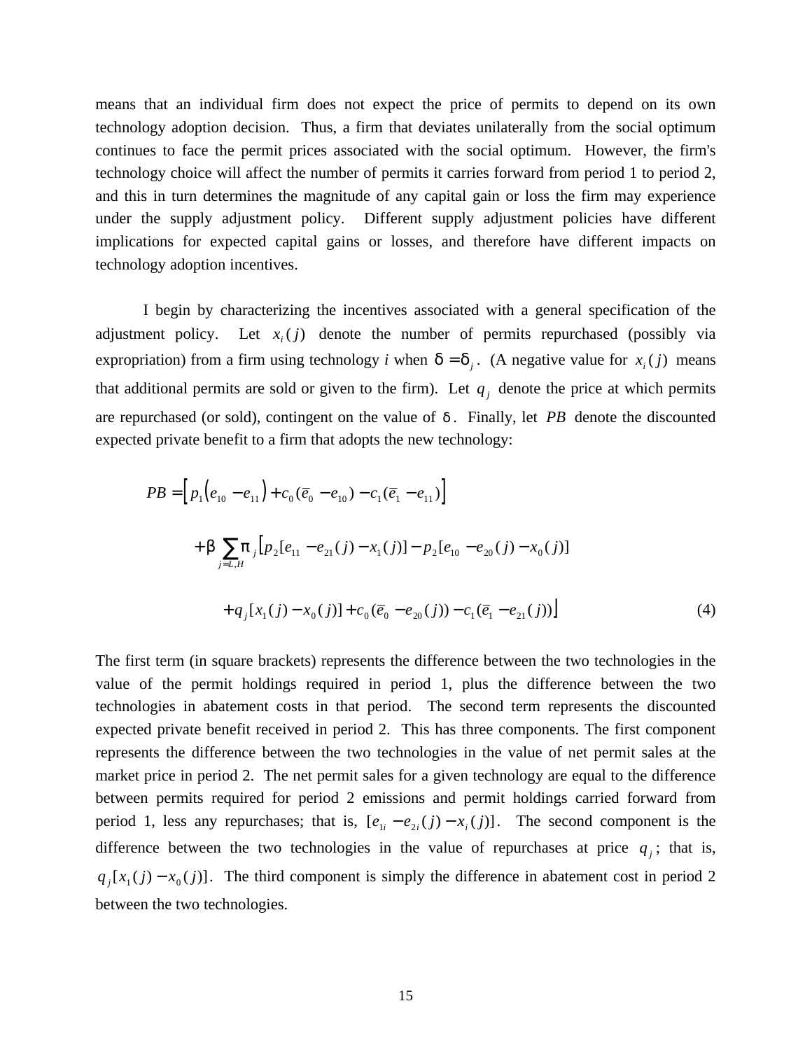means that an individual firm does not expect the price of permits to depend on its own technology adoption decision. Thus, a firm that deviates unilaterally from the social optimum continues to face the permit prices associated with the social optimum. However, the firm's technology choice will affect the number of permits it carries forward from period 1 to period 2, and this in turn determines the magnitude of any capital gain or loss the firm may experience under the supply adjustment policy. Different supply adjustment policies have different implications for expected capital gains or losses, and therefore have different impacts on technology adoption incentives.

I begin by characterizing the incentives associated with a general specification of the adjustment policy. Let $x_i(j)$ denote the number of permits repurchased (possibly via expropriation) from a firm using technology *i* when $\delta = \delta_j$. (A negative value for $x_i(j)$ means that additional permits are sold or given to the firm). Let $q_j$ denote the price at which permits are repurchased (or sold), contingent on the value of $\delta$. Finally, let $PB$ denote the discounted expected private benefit to a firm that adopts the new technology:

$$
\begin{aligned}
PB = & \left[ p_1(e_{10} - e_{11}) + c_0(\bar{e}_0 - e_{10}) - c_1(\bar{e}_1 - e_{11}) \right] \\
& + \beta \sum_{j=L,H} \pi_j \Big[ p_2[e_{11} - e_{21}(j) - x_1(j)] - p_2[e_{10} - e_{20}(j) - x_0(j)] \\
& \quad + q_j[x_1(j) - x_0(j)] + c_0(\bar{e}_0 - e_{20}(j)) - c_1(\bar{e}_1 - e_{21}(j)) \Big]
\end{aligned}
\tag{4}
$$

The first term (in square brackets) represents the difference between the two technologies in the value of the permit holdings required in period 1, plus the difference between the two technologies in abatement costs in that period. The second term represents the discounted expected private benefit received in period 2. This has three components. The first component represents the difference between the two technologies in the value of net permit sales at the market price in period 2. The net permit sales for a given technology are equal to the difference between permits required for period 2 emissions and permit holdings carried forward from period 1, less any repurchases; that is, $[e_{1i} - e_{2i}(j) - x_i(j)]$. The second component is the difference between the two technologies in the value of repurchases at price $q_j$; that is, $q_j[x_1(j) - x_0(j)]$. The third component is simply the difference in abatement cost in period 2 between the two technologies.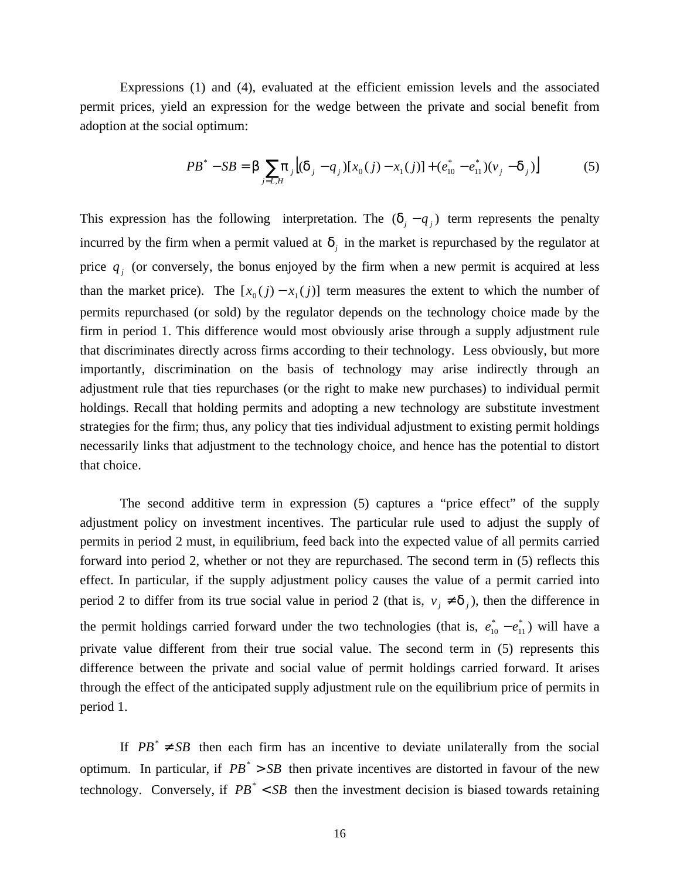Expressions (1) and (4), evaluated at the efficient emission levels and the associated permit prices, yield an expression for the wedge between the private and social benefit from adoption at the social optimum:

$$PB^* - SB = \beta \sum_{j=L,H} \pi_j \left[ (\delta_j - q_j)[x_0(j) - x_1(j)] + (e_{10}^* - e_{11}^*)(v_j - \delta_j) \right] \tag{5}$$

This expression has the following interpretation. The $(\delta_j - q_j)$ term represents the penalty incurred by the firm when a permit valued at $\delta_j$ in the market is repurchased by the regulator at price $q_j$ (or conversely, the bonus enjoyed by the firm when a new permit is acquired at less than the market price). The $[x_0(j) - x_1(j)]$ term measures the extent to which the number of permits repurchased (or sold) by the regulator depends on the technology choice made by the firm in period 1. This difference would most obviously arise through a supply adjustment rule that discriminates directly across firms according to their technology. Less obviously, but more importantly, discrimination on the basis of technology may arise indirectly through an adjustment rule that ties repurchases (or the right to make new purchases) to individual permit holdings. Recall that holding permits and adopting a new technology are substitute investment strategies for the firm; thus, any policy that ties individual adjustment to existing permit holdings necessarily links that adjustment to the technology choice, and hence has the potential to distort that choice.

The second additive term in expression (5) captures a "price effect" of the supply adjustment policy on investment incentives. The particular rule used to adjust the supply of permits in period 2 must, in equilibrium, feed back into the expected value of all permits carried forward into period 2, whether or not they are repurchased. The second term in (5) reflects this effect. In particular, if the supply adjustment policy causes the value of a permit carried into period 2 to differ from its true social value in period 2 (that is, $v_j \neq \delta_j$), then the difference in the permit holdings carried forward under the two technologies (that is, $e_{10}^* - e_{11}^*$) will have a private value different from their true social value. The second term in (5) represents this difference between the private and social value of permit holdings carried forward. It arises through the effect of the anticipated supply adjustment rule on the equilibrium price of permits in period 1.

If $PB^* \neq SB$ then each firm has an incentive to deviate unilaterally from the social optimum. In particular, if $PB^* > SB$ then private incentives are distorted in favour of the new technology. Conversely, if $PB^* < SB$ then the investment decision is biased towards retaining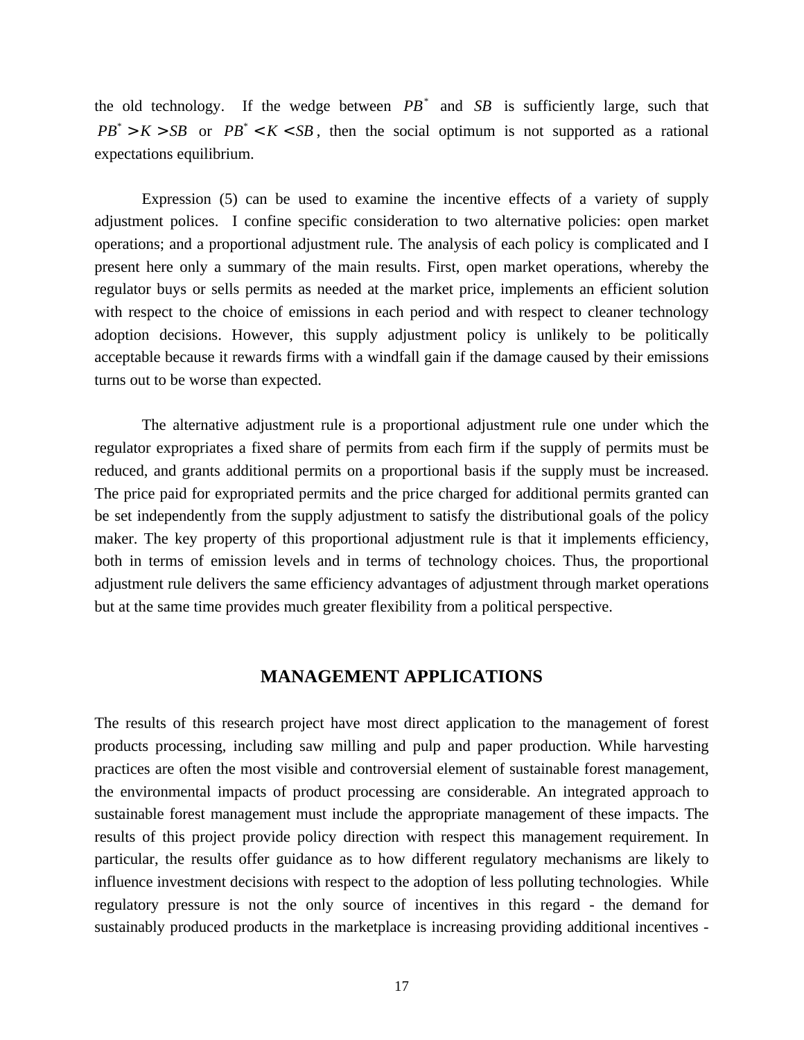the old technology. If the wedge between $PB^*$ and $SB$ is sufficiently large, such that $PB^* > K > SB$ or $PB^* < K < SB$, then the social optimum is not supported as a rational expectations equilibrium.

Expression (5) can be used to examine the incentive effects of a variety of supply adjustment polices. I confine specific consideration to two alternative policies: open market operations; and a proportional adjustment rule. The analysis of each policy is complicated and I present here only a summary of the main results. First, open market operations, whereby the regulator buys or sells permits as needed at the market price, implements an efficient solution with respect to the choice of emissions in each period and with respect to cleaner technology adoption decisions. However, this supply adjustment policy is unlikely to be politically acceptable because it rewards firms with a windfall gain if the damage caused by their emissions turns out to be worse than expected.

The alternative adjustment rule is a proportional adjustment rule one under which the regulator expropriates a fixed share of permits from each firm if the supply of permits must be reduced, and grants additional permits on a proportional basis if the supply must be increased. The price paid for expropriated permits and the price charged for additional permits granted can be set independently from the supply adjustment to satisfy the distributional goals of the policy maker. The key property of this proportional adjustment rule is that it implements efficiency, both in terms of emission levels and in terms of technology choices. Thus, the proportional adjustment rule delivers the same efficiency advantages of adjustment through market operations but at the same time provides much greater flexibility from a political perspective.

## MANAGEMENT APPLICATIONS

The results of this research project have most direct application to the management of forest products processing, including saw milling and pulp and paper production. While harvesting practices are often the most visible and controversial element of sustainable forest management, the environmental impacts of product processing are considerable. An integrated approach to sustainable forest management must include the appropriate management of these impacts. The results of this project provide policy direction with respect this management requirement. In particular, the results offer guidance as to how different regulatory mechanisms are likely to influence investment decisions with respect to the adoption of less polluting technologies. While regulatory pressure is not the only source of incentives in this regard - the demand for sustainably produced products in the marketplace is increasing providing additional incentives -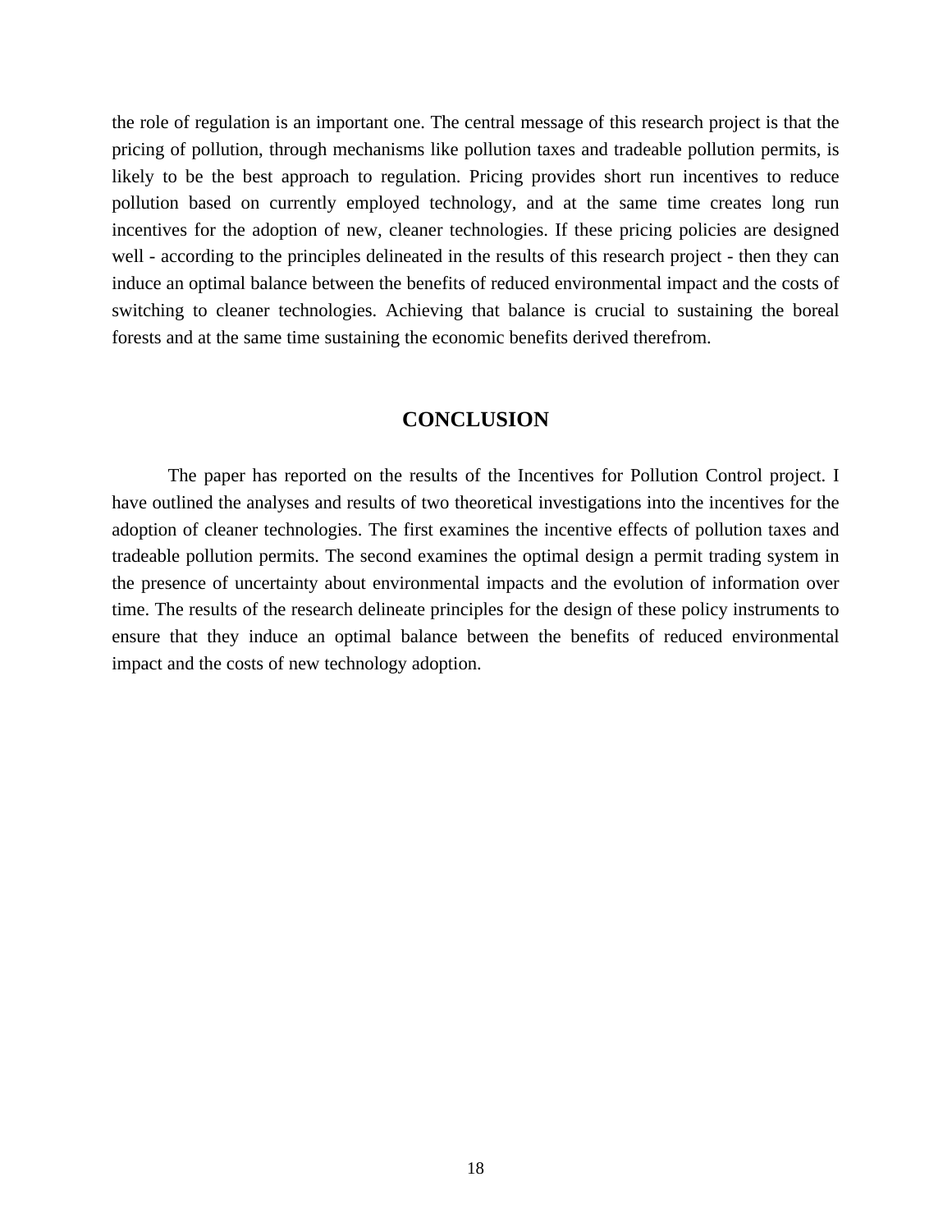the role of regulation is an important one. The central message of this research project is that the pricing of pollution, through mechanisms like pollution taxes and tradeable pollution permits, is likely to be the best approach to regulation. Pricing provides short run incentives to reduce pollution based on currently employed technology, and at the same time creates long run incentives for the adoption of new, cleaner technologies. If these pricing policies are designed well - according to the principles delineated in the results of this research project - then they can induce an optimal balance between the benefits of reduced environmental impact and the costs of switching to cleaner technologies. Achieving that balance is crucial to sustaining the boreal forests and at the same time sustaining the economic benefits derived therefrom.

## CONCLUSION

The paper has reported on the results of the Incentives for Pollution Control project. I have outlined the analyses and results of two theoretical investigations into the incentives for the adoption of cleaner technologies. The first examines the incentive effects of pollution taxes and tradeable pollution permits. The second examines the optimal design a permit trading system in the presence of uncertainty about environmental impacts and the evolution of information over time. The results of the research delineate principles for the design of these policy instruments to ensure that they induce an optimal balance between the benefits of reduced environmental impact and the costs of new technology adoption.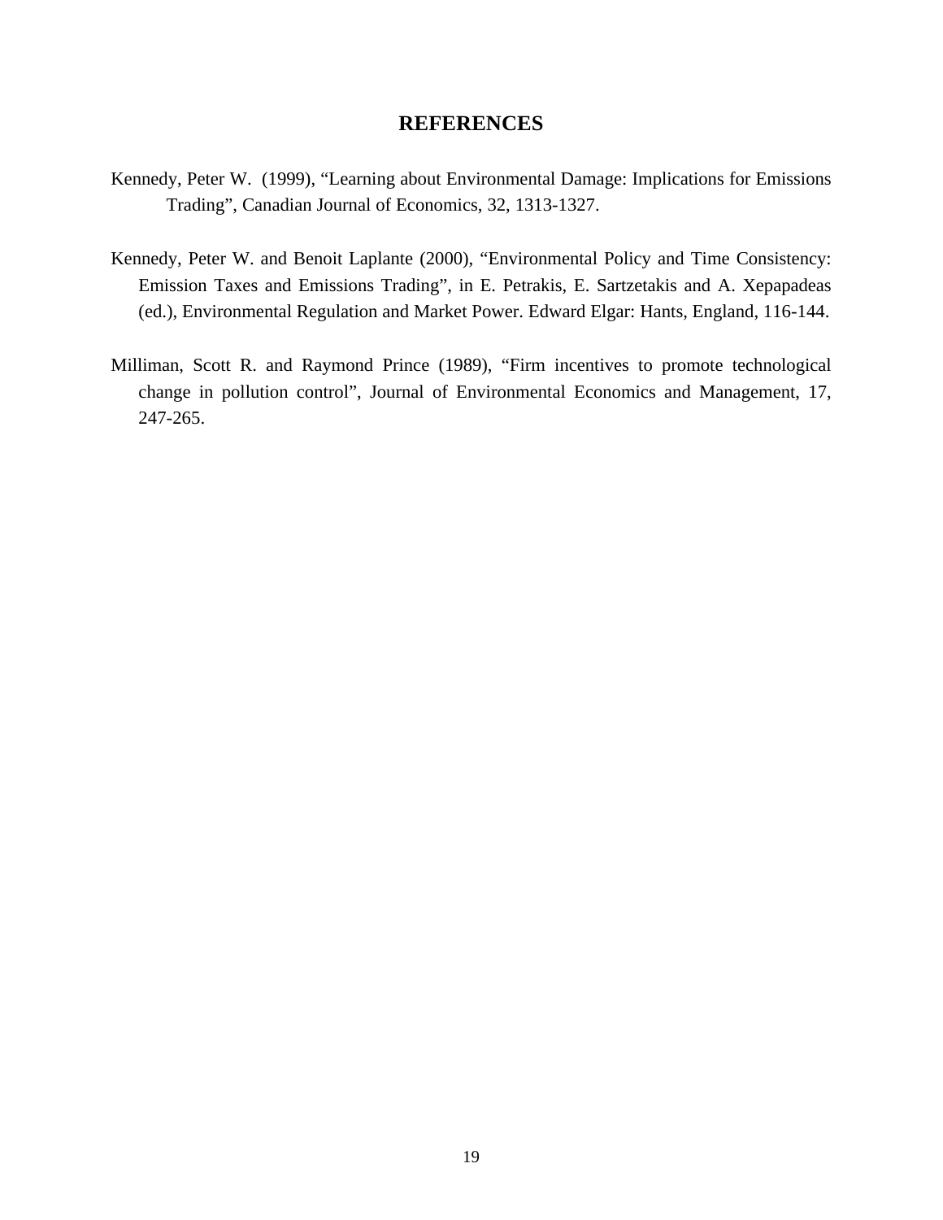# REFERENCES

Kennedy, Peter W. (1999), “Learning about Environmental Damage: Implications for Emissions Trading”, Canadian Journal of Economics, 32, 1313-1327.

Kennedy, Peter W. and Benoit Laplante (2000), “Environmental Policy and Time Consistency: Emission Taxes and Emissions Trading”, in E. Petrakis, E. Sartzetakis and A. Xepapadeas (ed.), Environmental Regulation and Market Power. Edward Elgar: Hants, England, 116-144.

Milliman, Scott R. and Raymond Prince (1989), “Firm incentives to promote technological change in pollution control”, Journal of Environmental Economics and Management, 17, 247-265.